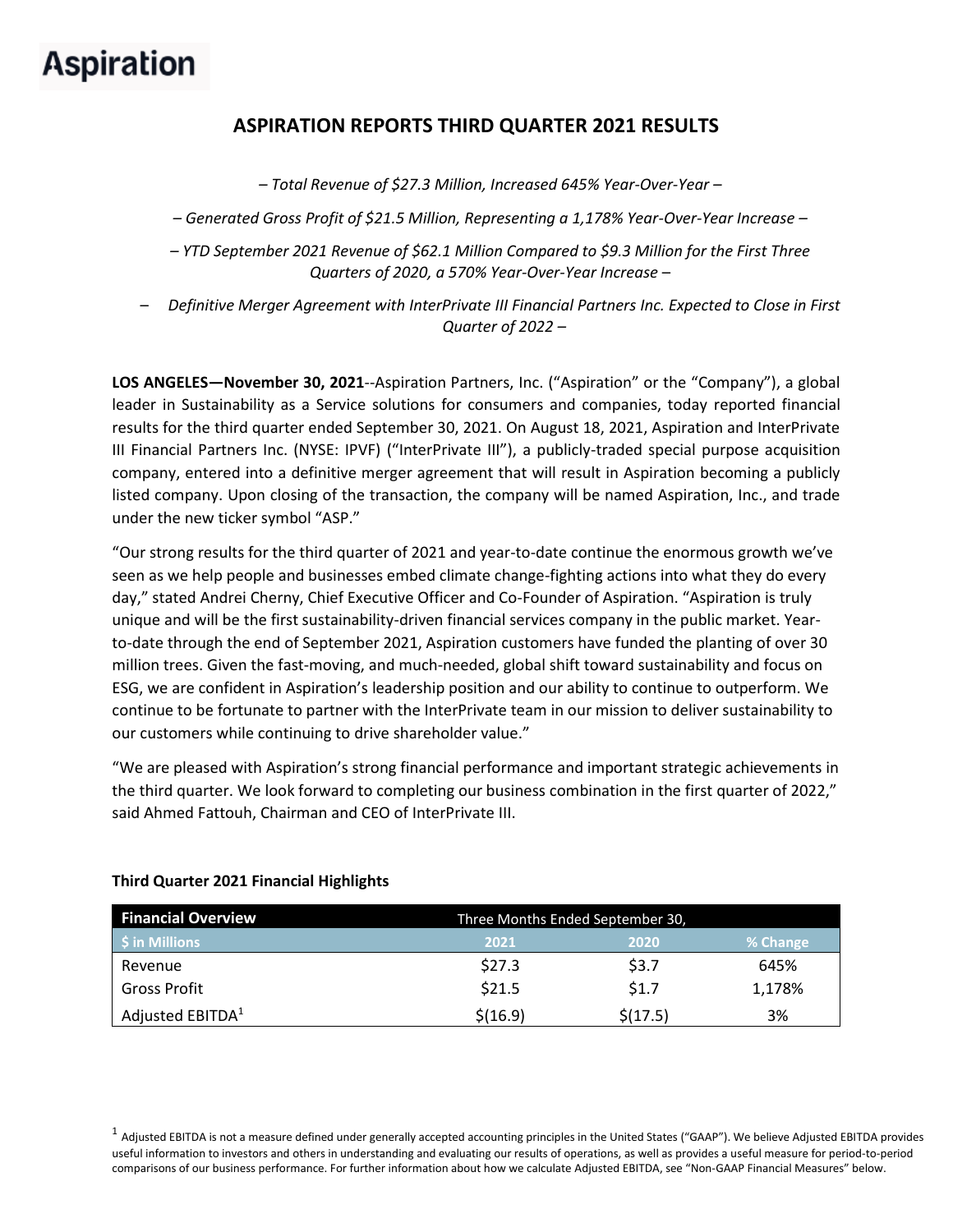Aspiration

# ASPIRATION REPORTS THIRD QUARTER 2021 RESULTS

*– Total Revenue of $27.3 Million, Increased 645% Year-Over-Year –*

*– Generated Gross Profit of $21.5 Million, Representing a 1,178% Year-Over-Year Increase –*

*– YTD September 2021 Revenue of $62.1 Million Compared to $9.3 Million for the First Three Quarters of 2020, a 570% Year-Over-Year Increase –*

*– Definitive Merger Agreement with InterPrivate III Financial Partners Inc. Expected to Close in First Quarter of 2022 –*

**LOS ANGELES—November 30, 2021**--Aspiration Partners, Inc. ("Aspiration" or the "Company"), a global leader in Sustainability as a Service solutions for consumers and companies, today reported financial results for the third quarter ended September 30, 2021. On August 18, 2021, Aspiration and InterPrivate III Financial Partners Inc. (NYSE: IPVF) ("InterPrivate III"), a publicly-traded special purpose acquisition company, entered into a definitive merger agreement that will result in Aspiration becoming a publicly listed company. Upon closing of the transaction, the company will be named Aspiration, Inc., and trade under the new ticker symbol "ASP."

"Our strong results for the third quarter of 2021 and year-to-date continue the enormous growth we've seen as we help people and businesses embed climate change-fighting actions into what they do every day," stated Andrei Cherny, Chief Executive Officer and Co-Founder of Aspiration. "Aspiration is truly unique and will be the first sustainability-driven financial services company in the public market. Year-to-date through the end of September 2021, Aspiration customers have funded the planting of over 30 million trees. Given the fast-moving, and much-needed, global shift toward sustainability and focus on ESG, we are confident in Aspiration's leadership position and our ability to continue to outperform. We continue to be fortunate to partner with the InterPrivate team in our mission to deliver sustainability to our customers while continuing to drive shareholder value."

"We are pleased with Aspiration's strong financial performance and important strategic achievements in the third quarter. We look forward to completing our business combination in the first quarter of 2022," said Ahmed Fattouh, Chairman and CEO of InterPrivate III.

### Third Quarter 2021 Financial Highlights

| **Financial Overview** | Three Months Ended September 30, | | |
|---|---|---|---|
| **$ in Millions** | **2021** | **2020** | **% Change** |
| Revenue | $27.3 | $3.7 | 645% |
| Gross Profit | $21.5 | $1.7 | 1,178% |
| Adjusted EBITDA[1] | $(16.9) | $(17.5) | 3% |

[1] Adjusted EBITDA is not a measure defined under generally accepted accounting principles in the United States ("GAAP"). We believe Adjusted EBITDA provides useful information to investors and others in understanding and evaluating our results of operations, as well as provides a useful measure for period-to-period comparisons of our business performance. For further information about how we calculate Adjusted EBITDA, see "Non-GAAP Financial Measures" below.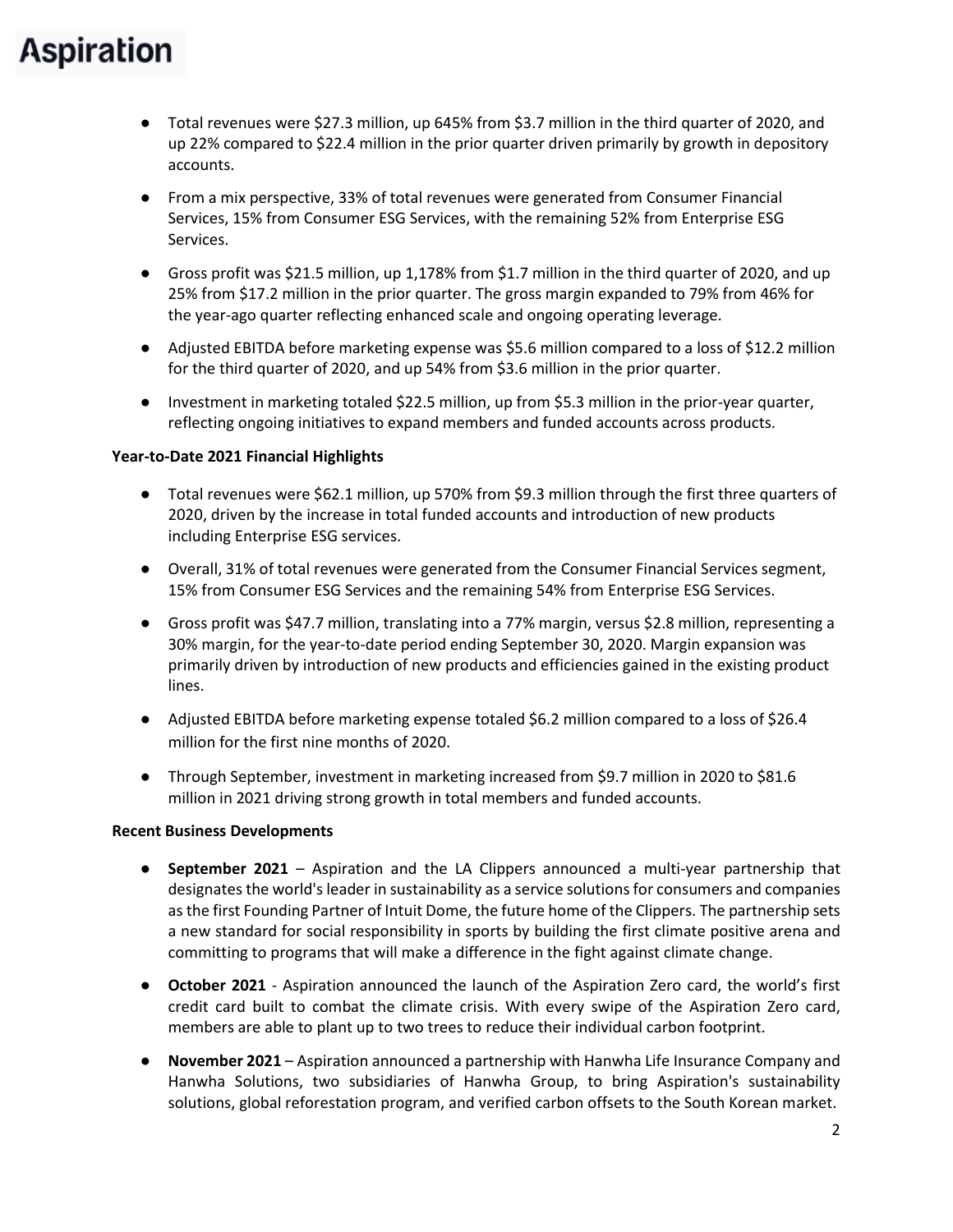- Total revenues were $27.3 million, up 645% from $3.7 million in the third quarter of 2020, and up 22% compared to $22.4 million in the prior quarter driven primarily by growth in depository accounts.
- From a mix perspective, 33% of total revenues were generated from Consumer Financial Services, 15% from Consumer ESG Services, with the remaining 52% from Enterprise ESG Services.
- Gross profit was $21.5 million, up 1,178% from $1.7 million in the third quarter of 2020, and up 25% from $17.2 million in the prior quarter. The gross margin expanded to 79% from 46% for the year-ago quarter reflecting enhanced scale and ongoing operating leverage.
- Adjusted EBITDA before marketing expense was $5.6 million compared to a loss of $12.2 million for the third quarter of 2020, and up 54% from $3.6 million in the prior quarter.
- Investment in marketing totaled $22.5 million, up from $5.3 million in the prior-year quarter, reflecting ongoing initiatives to expand members and funded accounts across products.

**Year-to-Date 2021 Financial Highlights**

- Total revenues were $62.1 million, up 570% from $9.3 million through the first three quarters of 2020, driven by the increase in total funded accounts and introduction of new products including Enterprise ESG services.
- Overall, 31% of total revenues were generated from the Consumer Financial Services segment, 15% from Consumer ESG Services and the remaining 54% from Enterprise ESG Services.
- Gross profit was $47.7 million, translating into a 77% margin, versus $2.8 million, representing a 30% margin, for the year-to-date period ending September 30, 2020. Margin expansion was primarily driven by introduction of new products and efficiencies gained in the existing product lines.
- Adjusted EBITDA before marketing expense totaled $6.2 million compared to a loss of $26.4 million for the first nine months of 2020.
- Through September, investment in marketing increased from $9.7 million in 2020 to $81.6 million in 2021 driving strong growth in total members and funded accounts.

**Recent Business Developments**

- **September 2021** – Aspiration and the LA Clippers announced a multi-year partnership that designates the world's leader in sustainability as a service solutions for consumers and companies as the first Founding Partner of Intuit Dome, the future home of the Clippers. The partnership sets a new standard for social responsibility in sports by building the first climate positive arena and committing to programs that will make a difference in the fight against climate change.
- **October 2021** - Aspiration announced the launch of the Aspiration Zero card, the world's first credit card built to combat the climate crisis. With every swipe of the Aspiration Zero card, members are able to plant up to two trees to reduce their individual carbon footprint.
- **November 2021** – Aspiration announced a partnership with Hanwha Life Insurance Company and Hanwha Solutions, two subsidiaries of Hanwha Group, to bring Aspiration's sustainability solutions, global reforestation program, and verified carbon offsets to the South Korean market.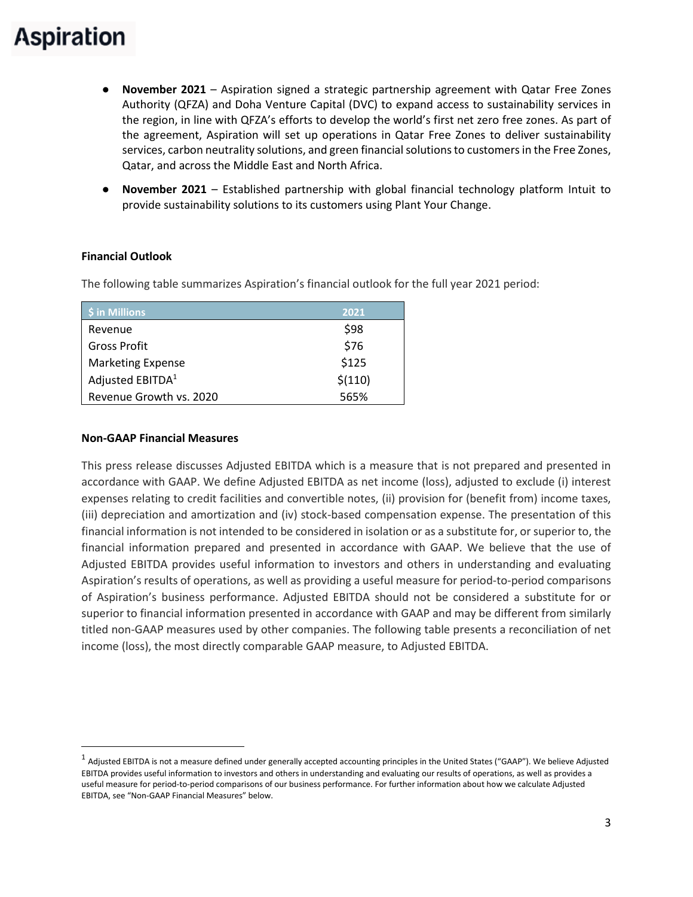- **November 2021** – Aspiration signed a strategic partnership agreement with Qatar Free Zones Authority (QFZA) and Doha Venture Capital (DVC) to expand access to sustainability services in the region, in line with QFZA's efforts to develop the world's first net zero free zones. As part of the agreement, Aspiration will set up operations in Qatar Free Zones to deliver sustainability services, carbon neutrality solutions, and green financial solutions to customers in the Free Zones, Qatar, and across the Middle East and North Africa.
- **November 2021** – Established partnership with global financial technology platform Intuit to provide sustainability solutions to its customers using Plant Your Change.

**Financial Outlook**

The following table summarizes Aspiration's financial outlook for the full year 2021 period:

| $ in Millions | 2021 |
|---|---|
| Revenue | $98 |
| Gross Profit | $76 |
| Marketing Expense | $125 |
| Adjusted EBITDA[1] | $(110) |
| Revenue Growth vs. 2020 | 565% |

**Non-GAAP Financial Measures**

This press release discusses Adjusted EBITDA which is a measure that is not prepared and presented in accordance with GAAP. We define Adjusted EBITDA as net income (loss), adjusted to exclude (i) interest expenses relating to credit facilities and convertible notes, (ii) provision for (benefit from) income taxes, (iii) depreciation and amortization and (iv) stock-based compensation expense. The presentation of this financial information is not intended to be considered in isolation or as a substitute for, or superior to, the financial information prepared and presented in accordance with GAAP. We believe that the use of Adjusted EBITDA provides useful information to investors and others in understanding and evaluating Aspiration's results of operations, as well as providing a useful measure for period-to-period comparisons of Aspiration's business performance. Adjusted EBITDA should not be considered a substitute for or superior to financial information presented in accordance with GAAP and may be different from similarly titled non-GAAP measures used by other companies. The following table presents a reconciliation of net income (loss), the most directly comparable GAAP measure, to Adjusted EBITDA.

[1] Adjusted EBITDA is not a measure defined under generally accepted accounting principles in the United States ("GAAP"). We believe Adjusted EBITDA provides useful information to investors and others in understanding and evaluating our results of operations, as well as provides a useful measure for period-to-period comparisons of our business performance. For further information about how we calculate Adjusted EBITDA, see "Non-GAAP Financial Measures" below.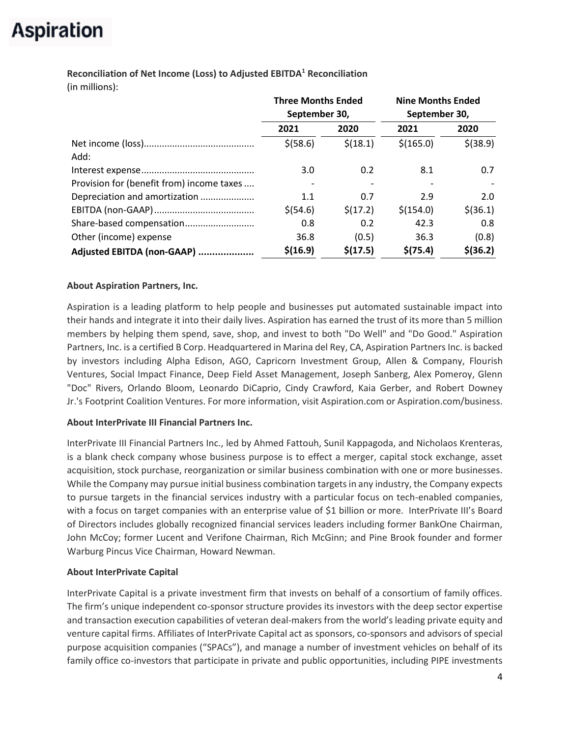**Reconciliation of Net Income (Loss) to Adjusted EBITDA[1] Reconciliation**
(in millions):

| | Three Months Ended September 30, | | Nine Months Ended September 30, | |
|---|---|---|---|---|
| | 2021 | 2020 | 2021 | 2020 |
| Net income (loss) | $(58.6) | $(18.1) | $(165.0) | $(38.9) |
| Add: | | | | |
| Interest expense | 3.0 | 0.2 | 8.1 | 0.7 |
| Provision for (benefit from) income taxes | - | - | - | - |
| Depreciation and amortization | 1.1 | 0.7 | 2.9 | 2.0 |
| EBITDA (non-GAAP) | $(54.6) | $(17.2) | $(154.0) | $(36.1) |
| Share-based compensation | 0.8 | 0.2 | 42.3 | 0.8 |
| Other (income) expense | 36.8 | (0.5) | 36.3 | (0.8) |
| **Adjusted EBITDA (non-GAAP)** | **$(16.9)** | **$(17.5)** | **$(75.4)** | **$(36.2)** |

**About Aspiration Partners, Inc.**

Aspiration is a leading platform to help people and businesses put automated sustainable impact into their hands and integrate it into their daily lives. Aspiration has earned the trust of its more than 5 million members by helping them spend, save, shop, and invest to both "Do Well" and "Do Good." Aspiration Partners, Inc. is a certified B Corp. Headquartered in Marina del Rey, CA, Aspiration Partners Inc. is backed by investors including Alpha Edison, AGO, Capricorn Investment Group, Allen & Company, Flourish Ventures, Social Impact Finance, Deep Field Asset Management, Joseph Sanberg, Alex Pomeroy, Glenn "Doc" Rivers, Orlando Bloom, Leonardo DiCaprio, Cindy Crawford, Kaia Gerber, and Robert Downey Jr.'s Footprint Coalition Ventures. For more information, visit Aspiration.com or Aspiration.com/business.

**About InterPrivate III Financial Partners Inc.**

InterPrivate III Financial Partners Inc., led by Ahmed Fattouh, Sunil Kappagoda, and Nicholaos Krenteras, is a blank check company whose business purpose is to effect a merger, capital stock exchange, asset acquisition, stock purchase, reorganization or similar business combination with one or more businesses. While the Company may pursue initial business combination targets in any industry, the Company expects to pursue targets in the financial services industry with a particular focus on tech-enabled companies, with a focus on target companies with an enterprise value of $1 billion or more. InterPrivate III's Board of Directors includes globally recognized financial services leaders including former BankOne Chairman, John McCoy; former Lucent and Verifone Chairman, Rich McGinn; and Pine Brook founder and former Warburg Pincus Vice Chairman, Howard Newman.

**About InterPrivate Capital**

InterPrivate Capital is a private investment firm that invests on behalf of a consortium of family offices. The firm's unique independent co-sponsor structure provides its investors with the deep sector expertise and transaction execution capabilities of veteran deal-makers from the world's leading private equity and venture capital firms. Affiliates of InterPrivate Capital act as sponsors, co-sponsors and advisors of special purpose acquisition companies ("SPACs"), and manage a number of investment vehicles on behalf of its family office co-investors that participate in private and public opportunities, including PIPE investments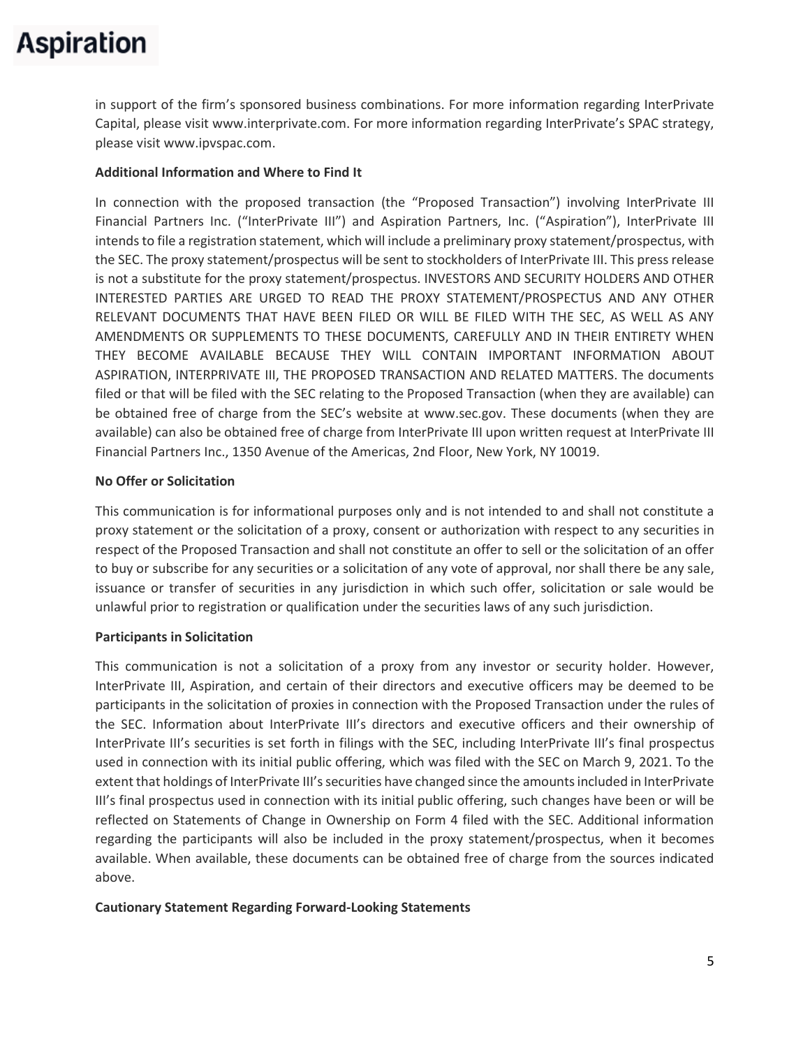in support of the firm's sponsored business combinations. For more information regarding InterPrivate Capital, please visit www.interprivate.com. For more information regarding InterPrivate's SPAC strategy, please visit www.ipvspac.com.

**Additional Information and Where to Find It**

In connection with the proposed transaction (the "Proposed Transaction") involving InterPrivate III Financial Partners Inc. ("InterPrivate III") and Aspiration Partners, Inc. ("Aspiration"), InterPrivate III intends to file a registration statement, which will include a preliminary proxy statement/prospectus, with the SEC. The proxy statement/prospectus will be sent to stockholders of InterPrivate III. This press release is not a substitute for the proxy statement/prospectus. INVESTORS AND SECURITY HOLDERS AND OTHER INTERESTED PARTIES ARE URGED TO READ THE PROXY STATEMENT/PROSPECTUS AND ANY OTHER RELEVANT DOCUMENTS THAT HAVE BEEN FILED OR WILL BE FILED WITH THE SEC, AS WELL AS ANY AMENDMENTS OR SUPPLEMENTS TO THESE DOCUMENTS, CAREFULLY AND IN THEIR ENTIRETY WHEN THEY BECOME AVAILABLE BECAUSE THEY WILL CONTAIN IMPORTANT INFORMATION ABOUT ASPIRATION, INTERPRIVATE III, THE PROPOSED TRANSACTION AND RELATED MATTERS. The documents filed or that will be filed with the SEC relating to the Proposed Transaction (when they are available) can be obtained free of charge from the SEC's website at www.sec.gov. These documents (when they are available) can also be obtained free of charge from InterPrivate III upon written request at InterPrivate III Financial Partners Inc., 1350 Avenue of the Americas, 2nd Floor, New York, NY 10019.

**No Offer or Solicitation**

This communication is for informational purposes only and is not intended to and shall not constitute a proxy statement or the solicitation of a proxy, consent or authorization with respect to any securities in respect of the Proposed Transaction and shall not constitute an offer to sell or the solicitation of an offer to buy or subscribe for any securities or a solicitation of any vote of approval, nor shall there be any sale, issuance or transfer of securities in any jurisdiction in which such offer, solicitation or sale would be unlawful prior to registration or qualification under the securities laws of any such jurisdiction.

**Participants in Solicitation**

This communication is not a solicitation of a proxy from any investor or security holder. However, InterPrivate III, Aspiration, and certain of their directors and executive officers may be deemed to be participants in the solicitation of proxies in connection with the Proposed Transaction under the rules of the SEC. Information about InterPrivate III's directors and executive officers and their ownership of InterPrivate III's securities is set forth in filings with the SEC, including InterPrivate III's final prospectus used in connection with its initial public offering, which was filed with the SEC on March 9, 2021. To the extent that holdings of InterPrivate III's securities have changed since the amounts included in InterPrivate III's final prospectus used in connection with its initial public offering, such changes have been or will be reflected on Statements of Change in Ownership on Form 4 filed with the SEC. Additional information regarding the participants will also be included in the proxy statement/prospectus, when it becomes available. When available, these documents can be obtained free of charge from the sources indicated above.

**Cautionary Statement Regarding Forward-Looking Statements**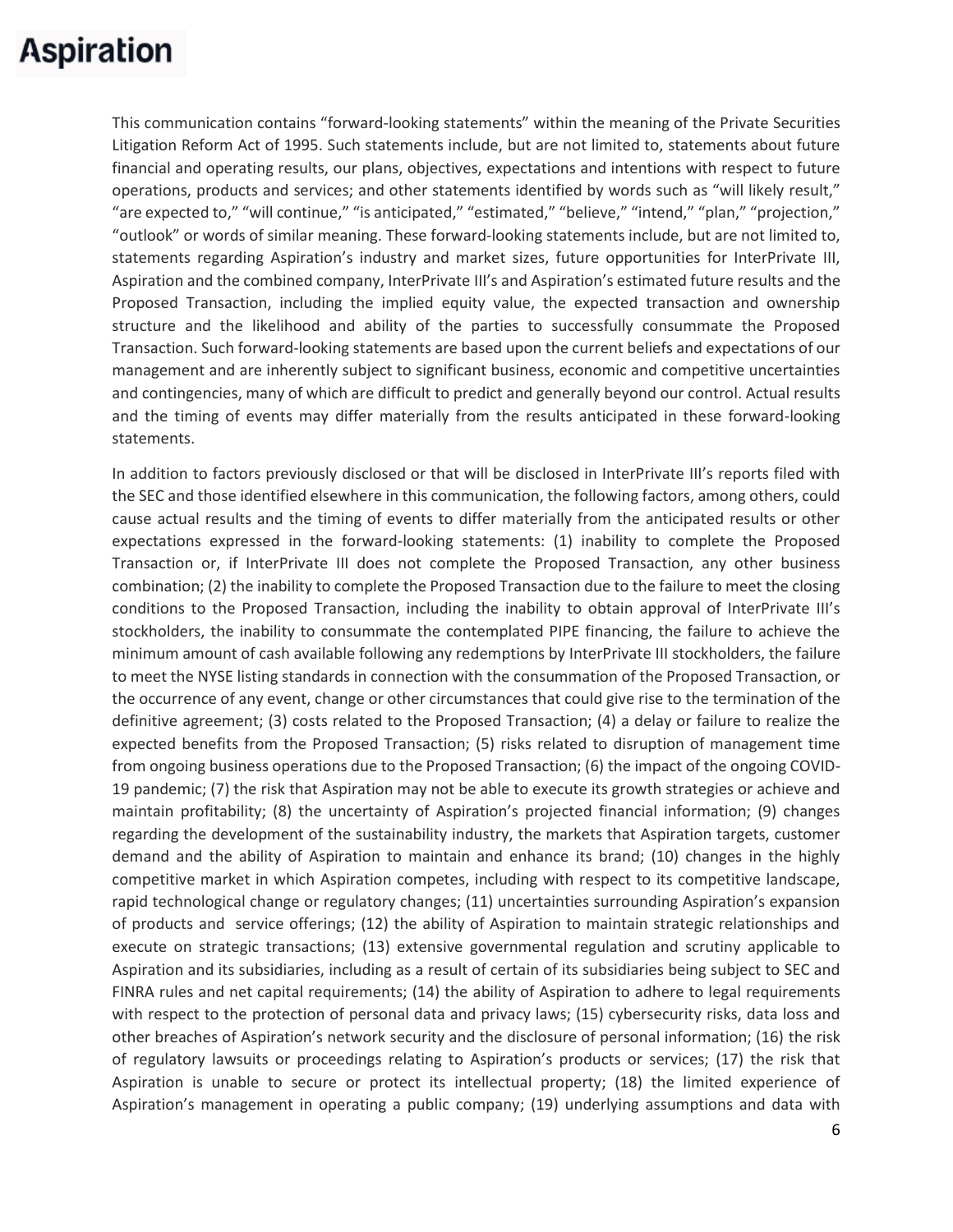This communication contains "forward-looking statements" within the meaning of the Private Securities Litigation Reform Act of 1995. Such statements include, but are not limited to, statements about future financial and operating results, our plans, objectives, expectations and intentions with respect to future operations, products and services; and other statements identified by words such as "will likely result," "are expected to," "will continue," "is anticipated," "estimated," "believe," "intend," "plan," "projection," "outlook" or words of similar meaning. These forward-looking statements include, but are not limited to, statements regarding Aspiration's industry and market sizes, future opportunities for InterPrivate III, Aspiration and the combined company, InterPrivate III's and Aspiration's estimated future results and the Proposed Transaction, including the implied equity value, the expected transaction and ownership structure and the likelihood and ability of the parties to successfully consummate the Proposed Transaction. Such forward-looking statements are based upon the current beliefs and expectations of our management and are inherently subject to significant business, economic and competitive uncertainties and contingencies, many of which are difficult to predict and generally beyond our control. Actual results and the timing of events may differ materially from the results anticipated in these forward-looking statements.

In addition to factors previously disclosed or that will be disclosed in InterPrivate III's reports filed with the SEC and those identified elsewhere in this communication, the following factors, among others, could cause actual results and the timing of events to differ materially from the anticipated results or other expectations expressed in the forward-looking statements: (1) inability to complete the Proposed Transaction or, if InterPrivate III does not complete the Proposed Transaction, any other business combination; (2) the inability to complete the Proposed Transaction due to the failure to meet the closing conditions to the Proposed Transaction, including the inability to obtain approval of InterPrivate III's stockholders, the inability to consummate the contemplated PIPE financing, the failure to achieve the minimum amount of cash available following any redemptions by InterPrivate III stockholders, the failure to meet the NYSE listing standards in connection with the consummation of the Proposed Transaction, or the occurrence of any event, change or other circumstances that could give rise to the termination of the definitive agreement; (3) costs related to the Proposed Transaction; (4) a delay or failure to realize the expected benefits from the Proposed Transaction; (5) risks related to disruption of management time from ongoing business operations due to the Proposed Transaction; (6) the impact of the ongoing COVID-19 pandemic; (7) the risk that Aspiration may not be able to execute its growth strategies or achieve and maintain profitability; (8) the uncertainty of Aspiration's projected financial information; (9) changes regarding the development of the sustainability industry, the markets that Aspiration targets, customer demand and the ability of Aspiration to maintain and enhance its brand; (10) changes in the highly competitive market in which Aspiration competes, including with respect to its competitive landscape, rapid technological change or regulatory changes; (11) uncertainties surrounding Aspiration's expansion of products and service offerings; (12) the ability of Aspiration to maintain strategic relationships and execute on strategic transactions; (13) extensive governmental regulation and scrutiny applicable to Aspiration and its subsidiaries, including as a result of certain of its subsidiaries being subject to SEC and FINRA rules and net capital requirements; (14) the ability of Aspiration to adhere to legal requirements with respect to the protection of personal data and privacy laws; (15) cybersecurity risks, data loss and other breaches of Aspiration's network security and the disclosure of personal information; (16) the risk of regulatory lawsuits or proceedings relating to Aspiration's products or services; (17) the risk that Aspiration is unable to secure or protect its intellectual property; (18) the limited experience of Aspiration's management in operating a public company; (19) underlying assumptions and data with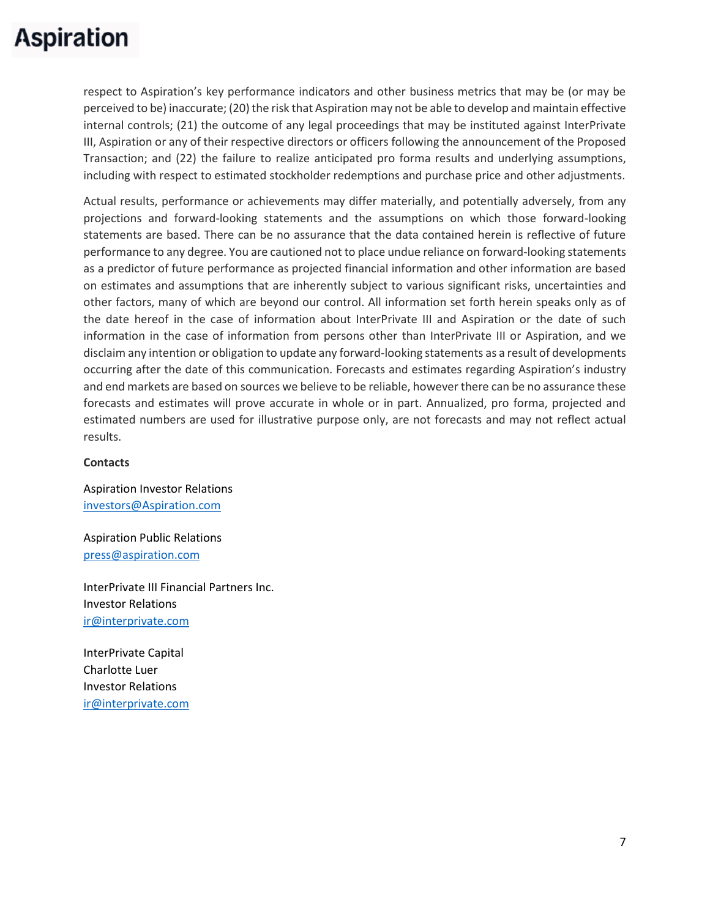respect to Aspiration's key performance indicators and other business metrics that may be (or may be perceived to be) inaccurate; (20) the risk that Aspiration may not be able to develop and maintain effective internal controls; (21) the outcome of any legal proceedings that may be instituted against InterPrivate III, Aspiration or any of their respective directors or officers following the announcement of the Proposed Transaction; and (22) the failure to realize anticipated pro forma results and underlying assumptions, including with respect to estimated stockholder redemptions and purchase price and other adjustments.

Actual results, performance or achievements may differ materially, and potentially adversely, from any projections and forward-looking statements and the assumptions on which those forward-looking statements are based. There can be no assurance that the data contained herein is reflective of future performance to any degree. You are cautioned not to place undue reliance on forward-looking statements as a predictor of future performance as projected financial information and other information are based on estimates and assumptions that are inherently subject to various significant risks, uncertainties and other factors, many of which are beyond our control. All information set forth herein speaks only as of the date hereof in the case of information about InterPrivate III and Aspiration or the date of such information in the case of information from persons other than InterPrivate III or Aspiration, and we disclaim any intention or obligation to update any forward-looking statements as a result of developments occurring after the date of this communication. Forecasts and estimates regarding Aspiration's industry and end markets are based on sources we believe to be reliable, however there can be no assurance these forecasts and estimates will prove accurate in whole or in part. Annualized, pro forma, projected and estimated numbers are used for illustrative purpose only, are not forecasts and may not reflect actual results.

**Contacts**

Aspiration Investor Relations
investors@Aspiration.com

Aspiration Public Relations
press@aspiration.com

InterPrivate III Financial Partners Inc.
Investor Relations
ir@interprivate.com

InterPrivate Capital
Charlotte Luer
Investor Relations
ir@interprivate.com